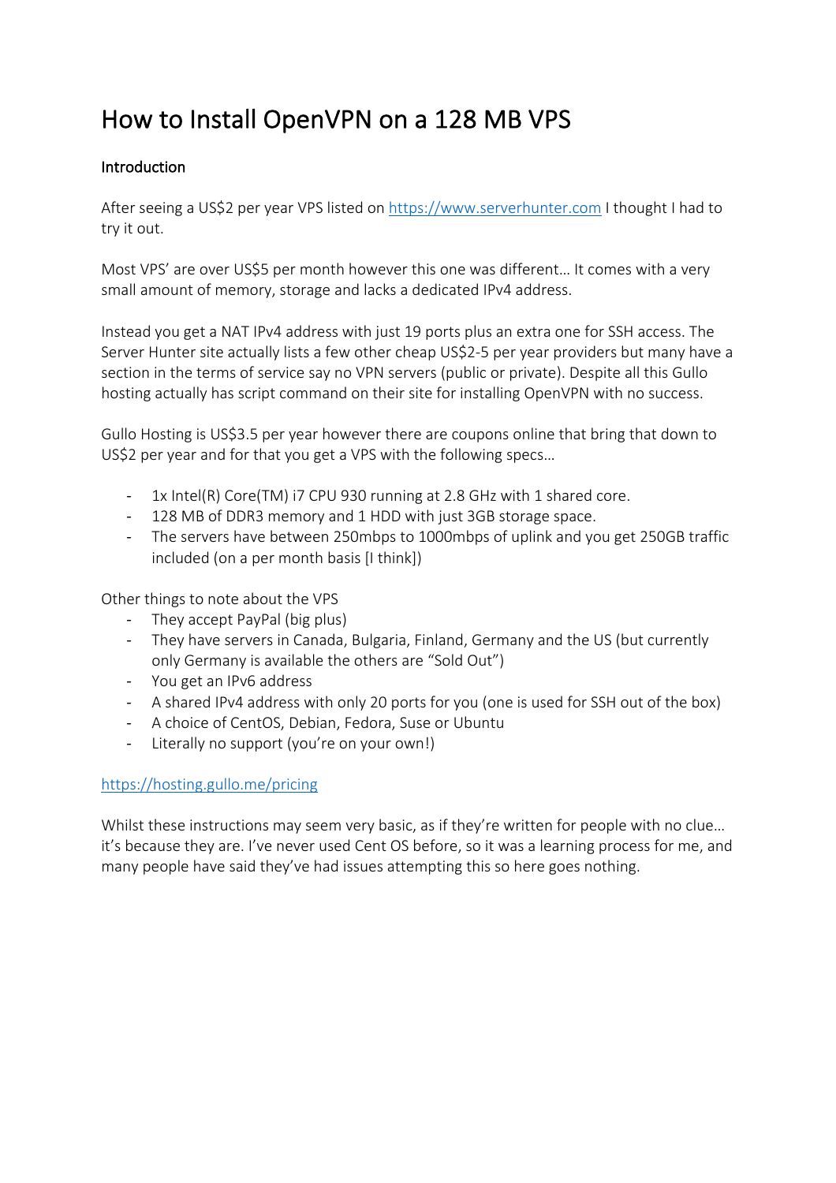# How to Install OpenVPN on a 128 MB VPS

**Introduction**

After seeing a US$2 per year VPS listed on [https://www.serverhunter.com](https://www.serverhunter.com) I thought I had to try it out.

Most VPS' are over US$5 per month however this one was different… It comes with a very small amount of memory, storage and lacks a dedicated IPv4 address.

Instead you get a NAT IPv4 address with just 19 ports plus an extra one for SSH access. The Server Hunter site actually lists a few other cheap US$2-5 per year providers but many have a section in the terms of service say no VPN servers (public or private). Despite all this Gullo hosting actually has script command on their site for installing OpenVPN with no success.

Gullo Hosting is US$3.5 per year however there are coupons online that bring that down to US$2 per year and for that you get a VPS with the following specs…

- 1x Intel(R) Core(TM) i7 CPU 930 running at 2.8 GHz with 1 shared core.
- 128 MB of DDR3 memory and 1 HDD with just 3GB storage space.
- The servers have between 250mbps to 1000mbps of uplink and you get 250GB traffic included (on a per month basis [I think])

Other things to note about the VPS

- They accept PayPal (big plus)
- They have servers in Canada, Bulgaria, Finland, Germany and the US (but currently only Germany is available the others are "Sold Out")
- You get an IPv6 address
- A shared IPv4 address with only 20 ports for you (one is used for SSH out of the box)
- A choice of CentOS, Debian, Fedora, Suse or Ubuntu
- Literally no support (you're on your own!)

[https://hosting.gullo.me/pricing](https://hosting.gullo.me/pricing)

Whilst these instructions may seem very basic, as if they're written for people with no clue… it's because they are. I've never used Cent OS before, so it was a learning process for me, and many people have said they've had issues attempting this so here goes nothing.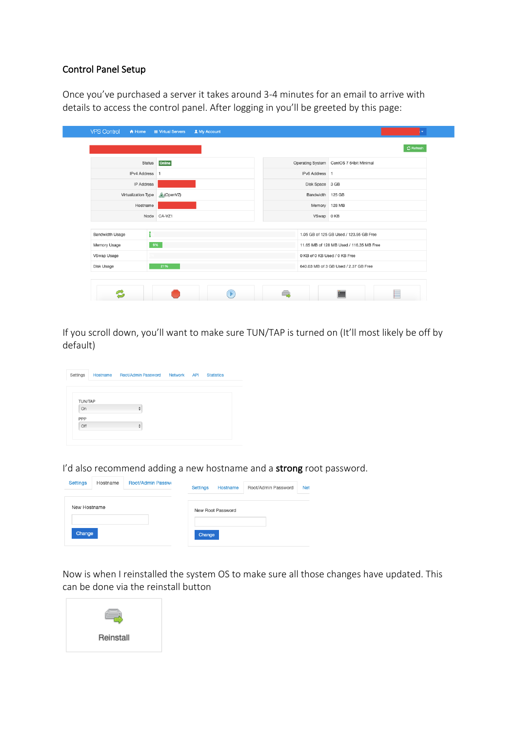## Control Panel Setup

Once you've purchased a server it takes around 3-4 minutes for an email to arrive with details to access the control panel. After logging in you'll be greeted by this page:

If you scroll down, you'll want to make sure TUN/TAP is turned on (It'll most likely be off by default)

I'd also recommend adding a new hostname and a **strong** root password.

Now is when I reinstalled the system OS to make sure all those changes have updated. This can be done via the reinstall button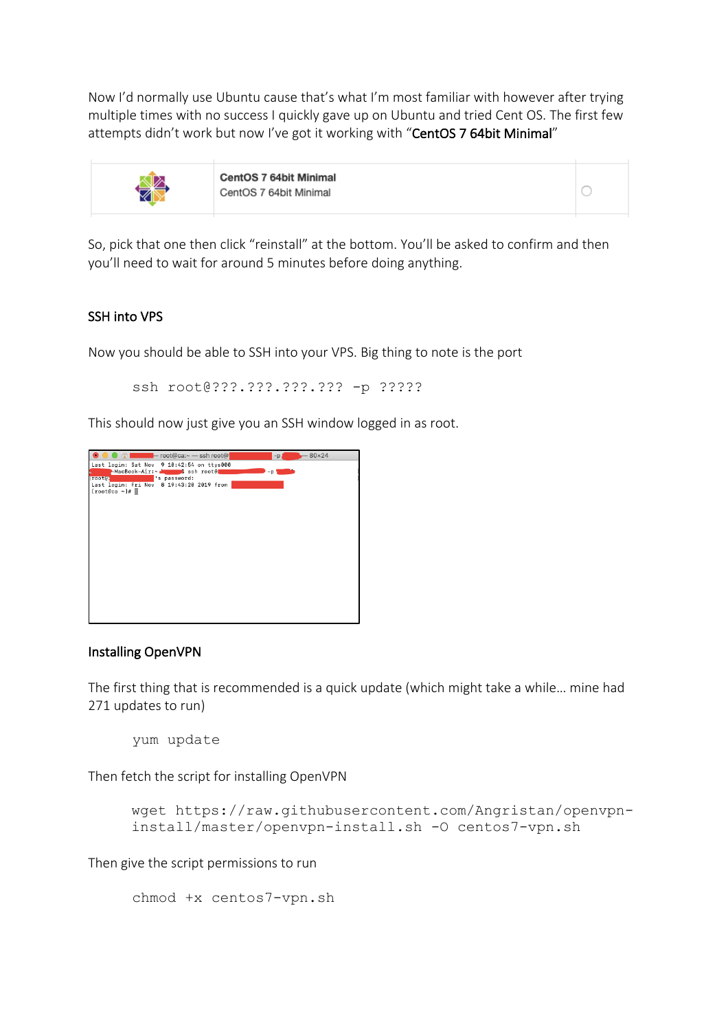Now I'd normally use Ubuntu cause that's what I'm most familiar with however after trying multiple times with no success I quickly gave up on Ubuntu and tried Cent OS. The first few attempts didn't work but now I've got it working with "**CentOS 7 64bit Minimal**"

| | CentOS 7 64bit Minimal<br>CentOS 7 64bit Minimal | |
|---|---|---|

So, pick that one then click "reinstall" at the bottom. You'll be asked to confirm and then you'll need to wait for around 5 minutes before doing anything.

### SSH into VPS

Now you should be able to SSH into your VPS. Big thing to note is the port

```
ssh root@???.???.???.??? -p ?????
```

This should now just give you an SSH window logged in as root.

### Installing OpenVPN

The first thing that is recommended is a quick update (which might take a while… mine had 271 updates to run)

```
yum update
```

Then fetch the script for installing OpenVPN

```
wget https://raw.githubusercontent.com/Angristan/openvpn-install/master/openvpn-install.sh -O centos7-vpn.sh
```

Then give the script permissions to run

```
chmod +x centos7-vpn.sh
```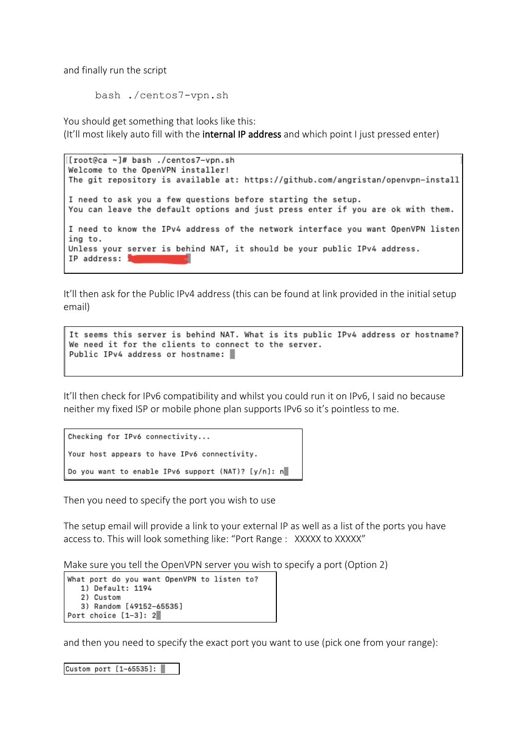and finally run the script

```
bash ./centos7-vpn.sh
```

You should get something that looks like this:
(It'll most likely auto fill with the **internal IP address** and which point I just pressed enter)

```
[root@ca ~]# bash ./centos7-vpn.sh
Welcome to the OpenVPN installer!
The git repository is available at: https://github.com/angristan/openvpn-install

I need to ask you a few questions before starting the setup.
You can leave the default options and just press enter if you are ok with them.

I need to know the IPv4 address of the network interface you want OpenVPN listen
ing to.
Unless your server is behind NAT, it should be your public IPv4 address.
IP address:
```

It'll then ask for the Public IPv4 address (this can be found at link provided in the initial setup email)

```
It seems this server is behind NAT. What is its public IPv4 address or hostname?
We need it for the clients to connect to the server.
Public IPv4 address or hostname:
```

It'll then check for IPv6 compatibility and whilst you could run it on IPv6, I said no because neither my fixed ISP or mobile phone plan supports IPv6 so it's pointless to me.

```
Checking for IPv6 connectivity...

Your host appears to have IPv6 connectivity.

Do you want to enable IPv6 support (NAT)? [y/n]: n
```

Then you need to specify the port you wish to use

The setup email will provide a link to your external IP as well as a list of the ports you have access to. This will look something like: "Port Range :   XXXXX to XXXXX"

Make sure you tell the OpenVPN server you wish to specify a port (Option 2)

```
What port do you want OpenVPN to listen to?
   1) Default: 1194
   2) Custom
   3) Random [49152-65535]
Port choice [1-3]: 2
```

and then you need to specify the exact port you want to use (pick one from your range):

```
Custom port [1-65535]:
```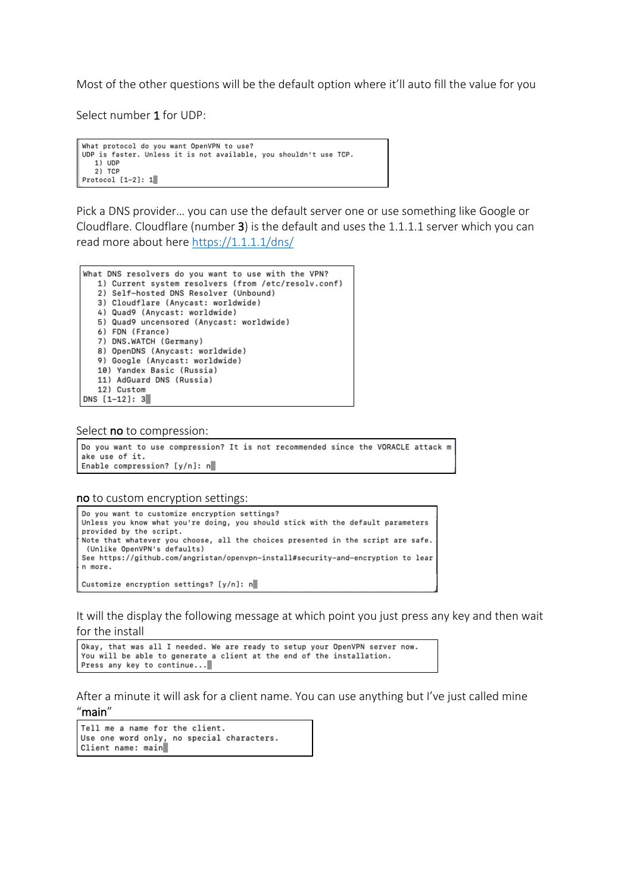Most of the other questions will be the default option where it'll auto fill the value for you

Select number **1** for UDP:

```
What protocol do you want OpenVPN to use?
UDP is faster. Unless it is not available, you shouldn't use TCP.
   1) UDP
   2) TCP
Protocol [1-2]: 1
```

Pick a DNS provider… you can use the default server one or use something like Google or Cloudflare. Cloudflare (number **3**) is the default and uses the 1.1.1.1 server which you can read more about here https://1.1.1.1/dns/

```
What DNS resolvers do you want to use with the VPN?
   1) Current system resolvers (from /etc/resolv.conf)
   2) Self-hosted DNS Resolver (Unbound)
   3) Cloudflare (Anycast: worldwide)
   4) Quad9 (Anycast: worldwide)
   5) Quad9 uncensored (Anycast: worldwide)
   6) FDN (France)
   7) DNS.WATCH (Germany)
   8) OpenDNS (Anycast: worldwide)
   9) Google (Anycast: worldwide)
   10) Yandex Basic (Russia)
   11) AdGuard DNS (Russia)
   12) Custom
DNS [1-12]: 3
```

Select **no** to compression:

```
Do you want to use compression? It is not recommended since the VORACLE attack m
ake use of it.
Enable compression? [y/n]: n
```

**no** to custom encryption settings:

```
Do you want to customize encryption settings?
Unless you know what you're doing, you should stick with the default parameters
provided by the script.
Note that whatever you choose, all the choices presented in the script are safe.
 (Unlike OpenVPN's defaults)
See https://github.com/angristan/openvpn-install#security-and-encryption to lear
n more.

Customize encryption settings? [y/n]: n
```

It will the display the following message at which point you just press any key and then wait for the install

```
Okay, that was all I needed. We are ready to setup your OpenVPN server now.
You will be able to generate a client at the end of the installation.
Press any key to continue...
```

After a minute it will ask for a client name. You can use anything but I've just called mine "**main**"

```
Tell me a name for the client.
Use one word only, no special characters.
Client name: main
```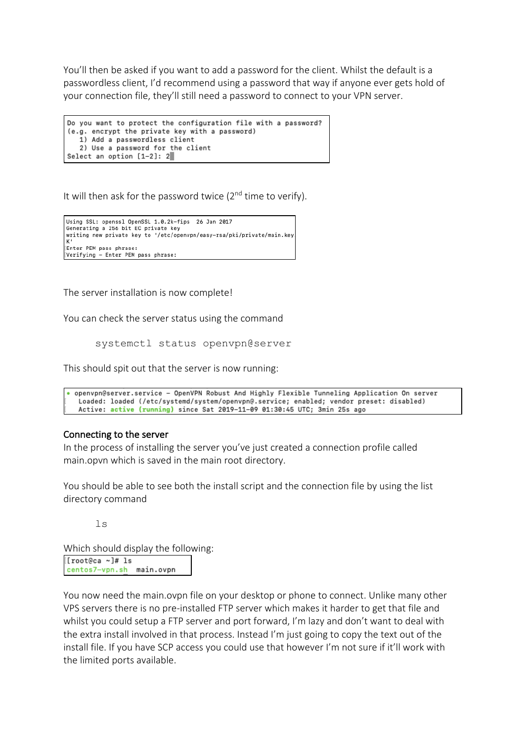You'll then be asked if you want to add a password for the client. Whilst the default is a passwordless client, I'd recommend using a password that way if anyone ever gets hold of your connection file, they'll still need a password to connect to your VPN server.

```
Do you want to protect the configuration file with a password?
(e.g. encrypt the private key with a password)
   1) Add a passwordless client
   2) Use a password for the client
Select an option [1-2]: 2
```

It will then ask for the password twice (2nd time to verify).

```
Using SSL: openssl OpenSSL 1.0.2k-fips  26 Jan 2017
Generating a 256 bit EC private key
writing new private key to '/etc/openvpn/easy-rsa/pki/private/main.key
K'
Enter PEM pass phrase:
Verifying - Enter PEM pass phrase:
```

The server installation is now complete!

You can check the server status using the command

```
systemctl status openvpn@server
```

This should spit out that the server is now running:

```
● openvpn@server.service - OpenVPN Robust And Highly Flexible Tunneling Application On server
   Loaded: loaded (/etc/systemd/system/openvpn@.service; enabled; vendor preset: disabled)
   Active: active (running) since Sat 2019-11-09 01:30:45 UTC; 3min 25s ago
```

## Connecting to the server

In the process of installing the server you've just created a connection profile called main.opvn which is saved in the main root directory.

You should be able to see both the install script and the connection file by using the list directory command

```
ls
```

Which should display the following:

```
[root@ca ~]# ls
centos7-vpn.sh  main.ovpn
```

You now need the main.ovpn file on your desktop or phone to connect. Unlike many other VPS servers there is no pre-installed FTP server which makes it harder to get that file and whilst you could setup a FTP server and port forward, I'm lazy and don't want to deal with the extra install involved in that process. Instead I'm just going to copy the text out of the install file. If you have SCP access you could use that however I'm not sure if it'll work with the limited ports available.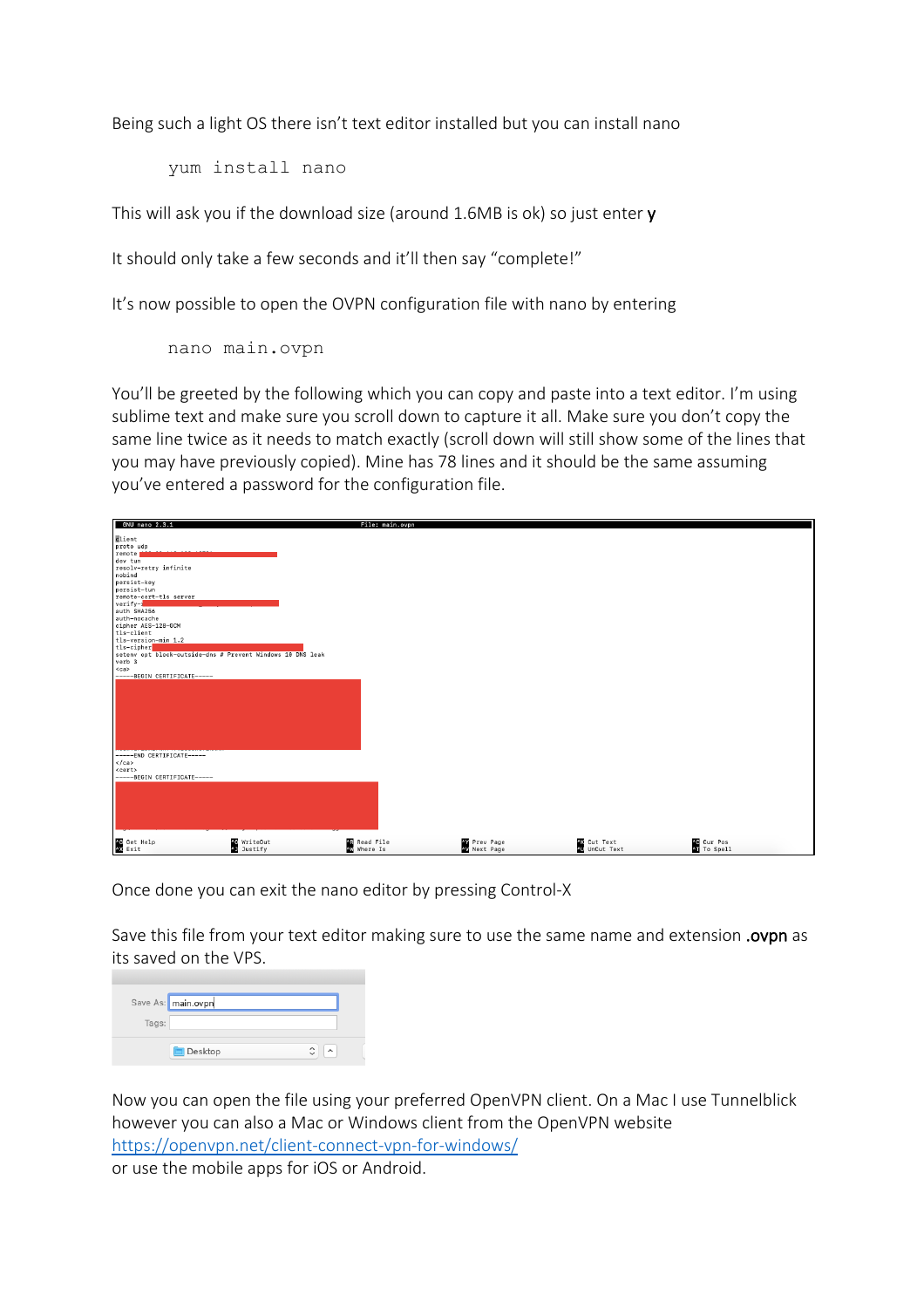Being such a light OS there isn't text editor installed but you can install nano

```
yum install nano
```

This will ask you if the download size (around 1.6MB is ok) so just enter **y**

It should only take a few seconds and it'll then say "complete!"

It's now possible to open the OVPN configuration file with nano by entering

```
nano main.ovpn
```

You'll be greeted by the following which you can copy and paste into a text editor. I'm using sublime text and make sure you scroll down to capture it all. Make sure you don't copy the same line twice as it needs to match exactly (scroll down will still show some of the lines that you may have previously copied). Mine has 78 lines and it should be the same assuming you've entered a password for the configuration file.

```
client
proto udp
remote
dev tun
resolv-retry infinite
nobind
persist-key
persist-tun
remote-cert-tls server
verify-
auth SHA256
auth-nocache
cipher AES-128-GCM
tls-client
tls-version-min 1.2
tls-cipher
setenv opt block-outside-dns # Prevent Windows 10 DNS leak
verb 3
<ca>
-----BEGIN CERTIFICATE-----
-----END CERTIFICATE-----
</ca>
<cert>
-----BEGIN CERTIFICATE-----
```

Once done you can exit the nano editor by pressing Control-X

Save this file from your text editor making sure to use the same name and extension **.ovpn** as its saved on the VPS.

Save As: main.ovpn
Tags:
Desktop

Now you can open the file using your preferred OpenVPN client. On a Mac I use Tunnelblick however you can also a Mac or Windows client from the OpenVPN website [https://openvpn.net/client-connect-vpn-for-windows/](https://openvpn.net/client-connect-vpn-for-windows/)
or use the mobile apps for iOS or Android.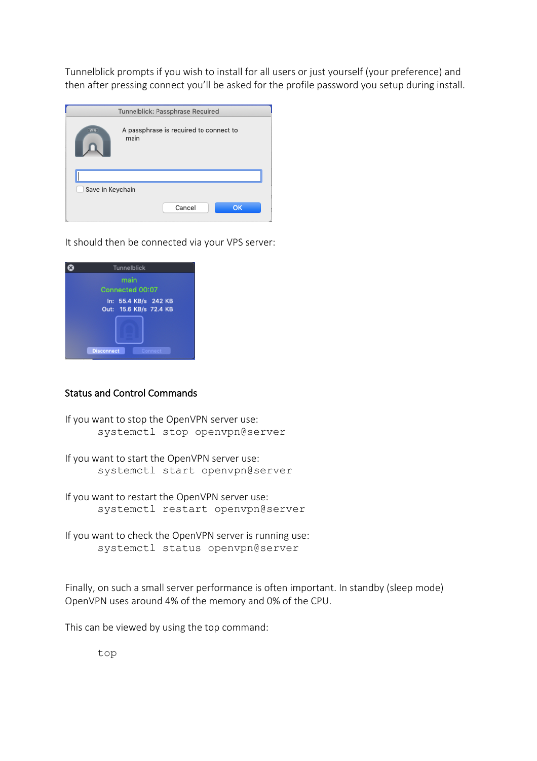Tunnelblick prompts if you wish to install for all users or just yourself (your preference) and then after pressing connect you'll be asked for the profile password you setup during install.

It should then be connected via your VPS server:

**Status and Control Commands**

If you want to stop the OpenVPN server use:

```
systemctl stop openvpn@server
```

If you want to start the OpenVPN server use:

```
systemctl start openvpn@server
```

If you want to restart the OpenVPN server use:

```
systemctl restart openvpn@server
```

If you want to check the OpenVPN server is running use:

```
systemctl status openvpn@server
```

Finally, on such a small server performance is often important. In standby (sleep mode) OpenVPN uses around 4% of the memory and 0% of the CPU.

This can be viewed by using the top command:

```
top
```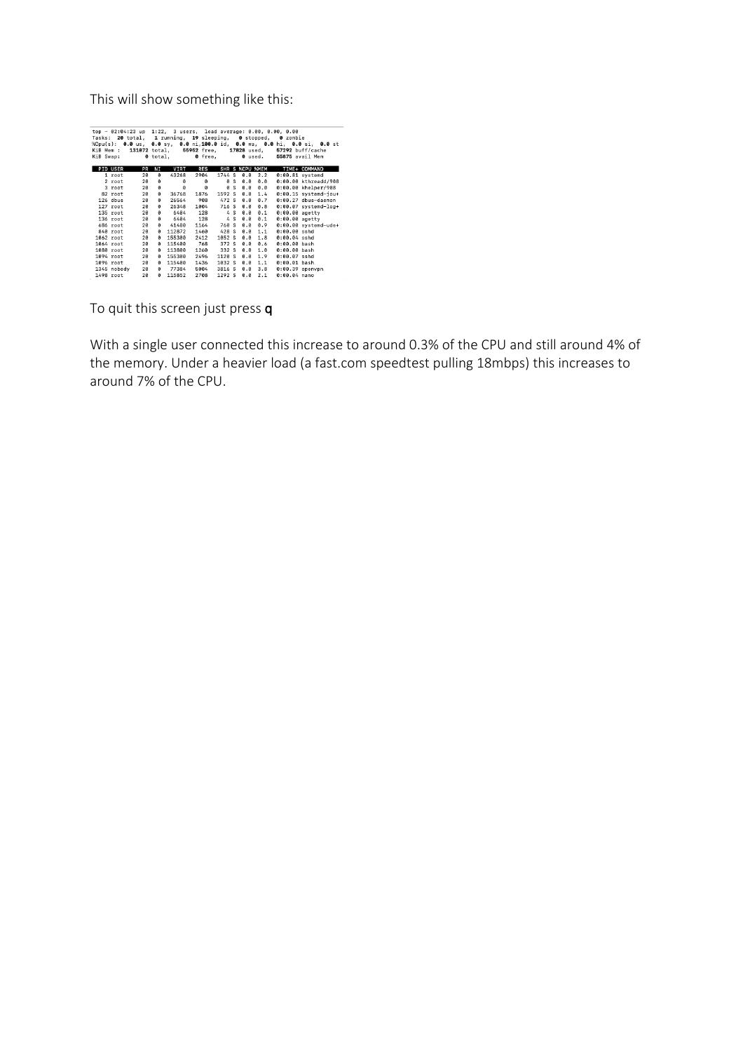This will show something like this:

```
top - 02:04:23 up  1:22,  3 users,  load average: 0.00, 0.00, 0.00
Tasks:  20 total,   1 running,  19 sleeping,   0 stopped,   0 zombie
%Cpu(s):  0.0 us,  0.0 sy,  0.0 ni,100.0 id,  0.0 wa,  0.0 hi,  0.0 si,  0.0 st
KiB Mem :   131072 total,    55962 free,    17828 used,    57292 buff/cache
KiB Swap:        0 total,        0 free,        0 used.    55875 avail Mem

  PID USER      PR  NI    VIRT    RES    SHR S %CPU %MEM     TIME+ COMMAND
    1 root      20   0   43268   2904   1744 S  0.0  2.2   0:00.81 systemd
    2 root      20   0       0      0      0 S  0.0  0.0   0:00.00 kthreadd/908
    3 root      20   0       0      0      0 S  0.0  0.0   0:00.00 khelper/908
   82 root      20   0   36768   1876   1592 S  0.0  1.4   0:00.15 systemd-jou+
  126 dbus      20   0   26564    908    472 S  0.0  0.7   0:00.27 dbus-daemon
  127 root      20   0   26348   1004    716 S  0.0  0.8   0:00.07 systemd-log+
  135 root      20   0    6484    128      4 S  0.0  0.1   0:00.00 agetty
  136 root      20   0    6484    128      4 S  0.0  0.1   0:00.00 agetty
  686 root      20   0   41400   1164    760 S  0.0  0.9   0:00.00 systemd-ude+
  840 root      20   0  112872   1460    428 S  0.0  1.1   0:00.00 sshd
 1062 root      20   0  155300   2412   1052 S  0.0  1.8   0:00.04 sshd
 1064 root      20   0  115400    768    372 S  0.0  0.6   0:00.00 bash
 1080 root      20   0  113800   1260    332 S  0.0  1.0   0:00.00 bash
 1094 root      20   0  155300   2496   1120 S  0.0  1.9   0:00.07 sshd
 1096 root      20   0  115400   1436   1032 S  0.0  1.1   0:00.01 bash
 1345 nobody    20   0   77384   5004   3816 S  0.0  3.8   0:00.39 openvpn
 1498 root      20   0  115852   2708   1292 S  0.0  2.1   0:00.04 nano
```

To quit this screen just press **q**

With a single user connected this increase to around 0.3% of the CPU and still around 4% of the memory. Under a heavier load (a fast.com speedtest pulling 18mbps) this increases to around 7% of the CPU.